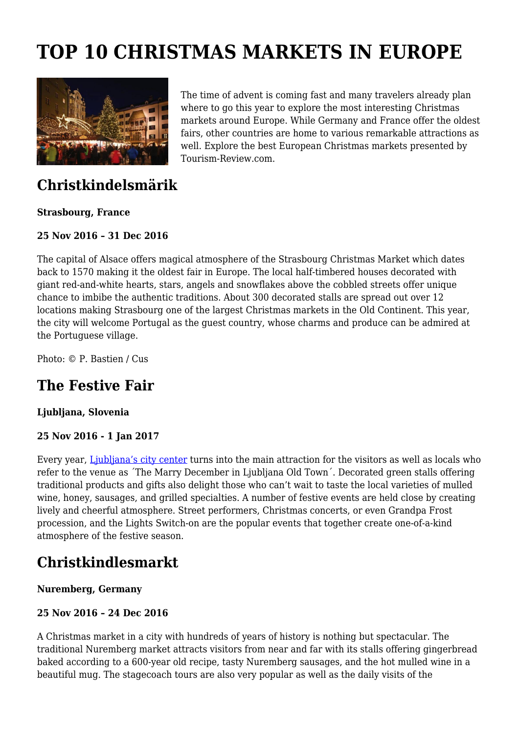# TOP 10 CHRISTMAS MARKETS IN EUROPE

The time of advent is coming fast and many travelers already plan where to go this year to explore the most interesting Christmas markets around Europe. While Germany and France offer the oldest fairs, other countries are home to various remarkable attractions as well. Explore the best European Christmas markets presented by Tourism-Review.com.

## Christkindelsmärik

**Strasbourg, France**

**25 Nov 2016 – 31 Dec 2016**

The capital of Alsace offers magical atmosphere of the Strasbourg Christmas Market which dates back to 1570 making it the oldest fair in Europe. The local half-timbered houses decorated with giant red-and-white hearts, stars, angels and snowflakes above the cobbled streets offer unique chance to imbibe the authentic traditions. About 300 decorated stalls are spread out over 12 locations making Strasbourg one of the largest Christmas markets in the Old Continent. This year, the city will welcome Portugal as the guest country, whose charms and produce can be admired at the Portuguese village.

Photo: © P. Bastien / Cus

## The Festive Fair

**Ljubljana, Slovenia**

**25 Nov 2016 - 1 Jan 2017**

Every year, Ljubljana's city center turns into the main attraction for the visitors as well as locals who refer to the venue as ´The Marry December in Ljubljana Old Town´. Decorated green stalls offering traditional products and gifts also delight those who can't wait to taste the local varieties of mulled wine, honey, sausages, and grilled specialties. A number of festive events are held close by creating lively and cheerful atmosphere. Street performers, Christmas concerts, or even Grandpa Frost procession, and the Lights Switch-on are the popular events that together create one-of-a-kind atmosphere of the festive season.

## Christkindlesmarkt

**Nuremberg, Germany**

**25 Nov 2016 – 24 Dec 2016**

A Christmas market in a city with hundreds of years of history is nothing but spectacular. The traditional Nuremberg market attracts visitors from near and far with its stalls offering gingerbread baked according to a 600-year old recipe, tasty Nuremberg sausages, and the hot mulled wine in a beautiful mug. The stagecoach tours are also very popular as well as the daily visits of the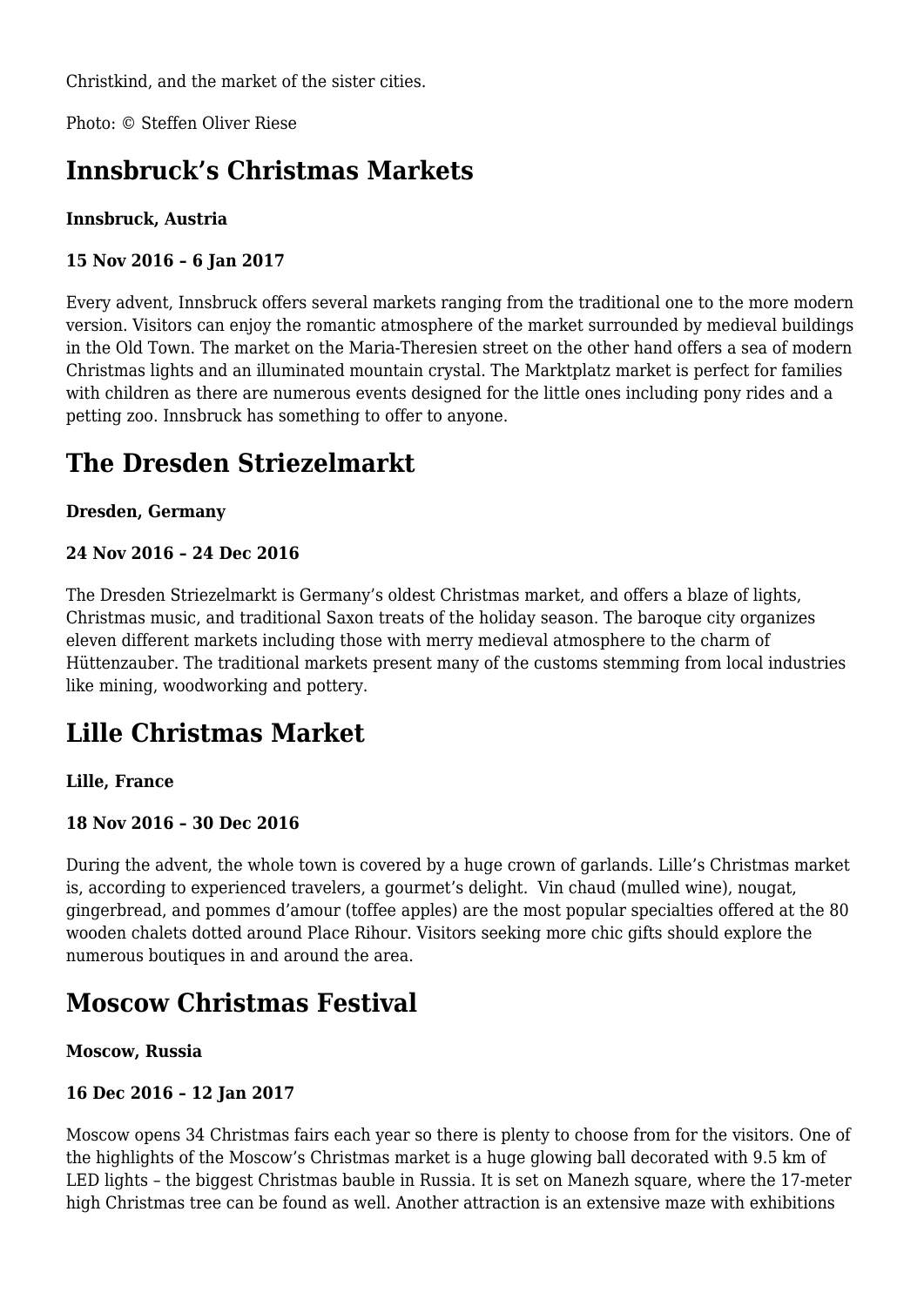Christkind, and the market of the sister cities.

Photo: © Steffen Oliver Riese

## Innsbruck's Christmas Markets

**Innsbruck, Austria**

**15 Nov 2016 – 6 Jan 2017**

Every advent, Innsbruck offers several markets ranging from the traditional one to the more modern version. Visitors can enjoy the romantic atmosphere of the market surrounded by medieval buildings in the Old Town. The market on the Maria-Theresien street on the other hand offers a sea of modern Christmas lights and an illuminated mountain crystal. The Marktplatz market is perfect for families with children as there are numerous events designed for the little ones including pony rides and a petting zoo. Innsbruck has something to offer to anyone.

## The Dresden Striezelmarkt

**Dresden, Germany**

**24 Nov 2016 – 24 Dec 2016**

The Dresden Striezelmarkt is Germany's oldest Christmas market, and offers a blaze of lights, Christmas music, and traditional Saxon treats of the holiday season. The baroque city organizes eleven different markets including those with merry medieval atmosphere to the charm of Hüttenzauber. The traditional markets present many of the customs stemming from local industries like mining, woodworking and pottery.

## Lille Christmas Market

**Lille, France**

**18 Nov 2016 – 30 Dec 2016**

During the advent, the whole town is covered by a huge crown of garlands. Lille's Christmas market is, according to experienced travelers, a gourmet's delight. Vin chaud (mulled wine), nougat, gingerbread, and pommes d'amour (toffee apples) are the most popular specialties offered at the 80 wooden chalets dotted around Place Rihour. Visitors seeking more chic gifts should explore the numerous boutiques in and around the area.

## Moscow Christmas Festival

**Moscow, Russia**

**16 Dec 2016 – 12 Jan 2017**

Moscow opens 34 Christmas fairs each year so there is plenty to choose from for the visitors. One of the highlights of the Moscow's Christmas market is a huge glowing ball decorated with 9.5 km of LED lights – the biggest Christmas bauble in Russia. It is set on Manezh square, where the 17-meter high Christmas tree can be found as well. Another attraction is an extensive maze with exhibitions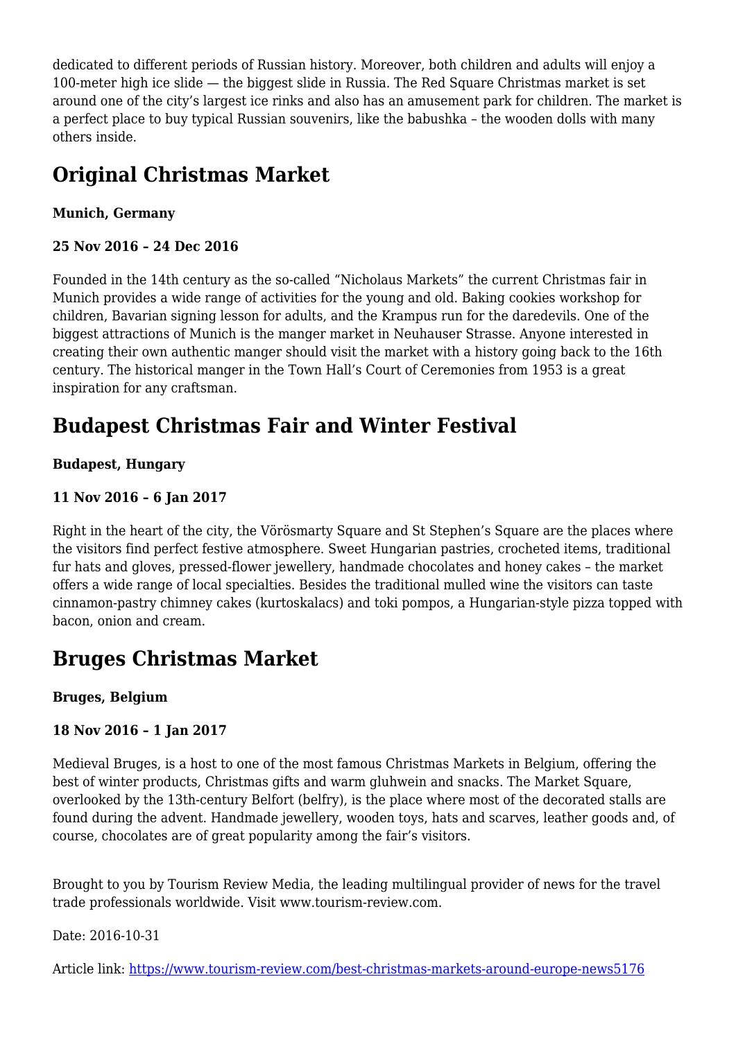dedicated to different periods of Russian history. Moreover, both children and adults will enjoy a 100-meter high ice slide — the biggest slide in Russia. The Red Square Christmas market is set around one of the city's largest ice rinks and also has an amusement park for children. The market is a perfect place to buy typical Russian souvenirs, like the babushka – the wooden dolls with many others inside.

## Original Christmas Market

**Munich, Germany**

**25 Nov 2016 – 24 Dec 2016**

Founded in the 14th century as the so-called "Nicholaus Markets" the current Christmas fair in Munich provides a wide range of activities for the young and old. Baking cookies workshop for children, Bavarian signing lesson for adults, and the Krampus run for the daredevils. One of the biggest attractions of Munich is the manger market in Neuhauser Strasse. Anyone interested in creating their own authentic manger should visit the market with a history going back to the 16th century. The historical manger in the Town Hall's Court of Ceremonies from 1953 is a great inspiration for any craftsman.

## Budapest Christmas Fair and Winter Festival

**Budapest, Hungary**

**11 Nov 2016 – 6 Jan 2017**

Right in the heart of the city, the Vörösmarty Square and St Stephen's Square are the places where the visitors find perfect festive atmosphere. Sweet Hungarian pastries, crocheted items, traditional fur hats and gloves, pressed-flower jewellery, handmade chocolates and honey cakes – the market offers a wide range of local specialties. Besides the traditional mulled wine the visitors can taste cinnamon-pastry chimney cakes (kurtoskalacs) and toki pompos, a Hungarian-style pizza topped with bacon, onion and cream.

## Bruges Christmas Market

**Bruges, Belgium**

**18 Nov 2016 – 1 Jan 2017**

Medieval Bruges, is a host to one of the most famous Christmas Markets in Belgium, offering the best of winter products, Christmas gifts and warm gluhwein and snacks. The Market Square, overlooked by the 13th-century Belfort (belfry), is the place where most of the decorated stalls are found during the advent. Handmade jewellery, wooden toys, hats and scarves, leather goods and, of course, chocolates are of great popularity among the fair's visitors.

Brought to you by Tourism Review Media, the leading multilingual provider of news for the travel trade professionals worldwide. Visit www.tourism-review.com.

Date: 2016-10-31

Article link: https://www.tourism-review.com/best-christmas-markets-around-europe-news5176